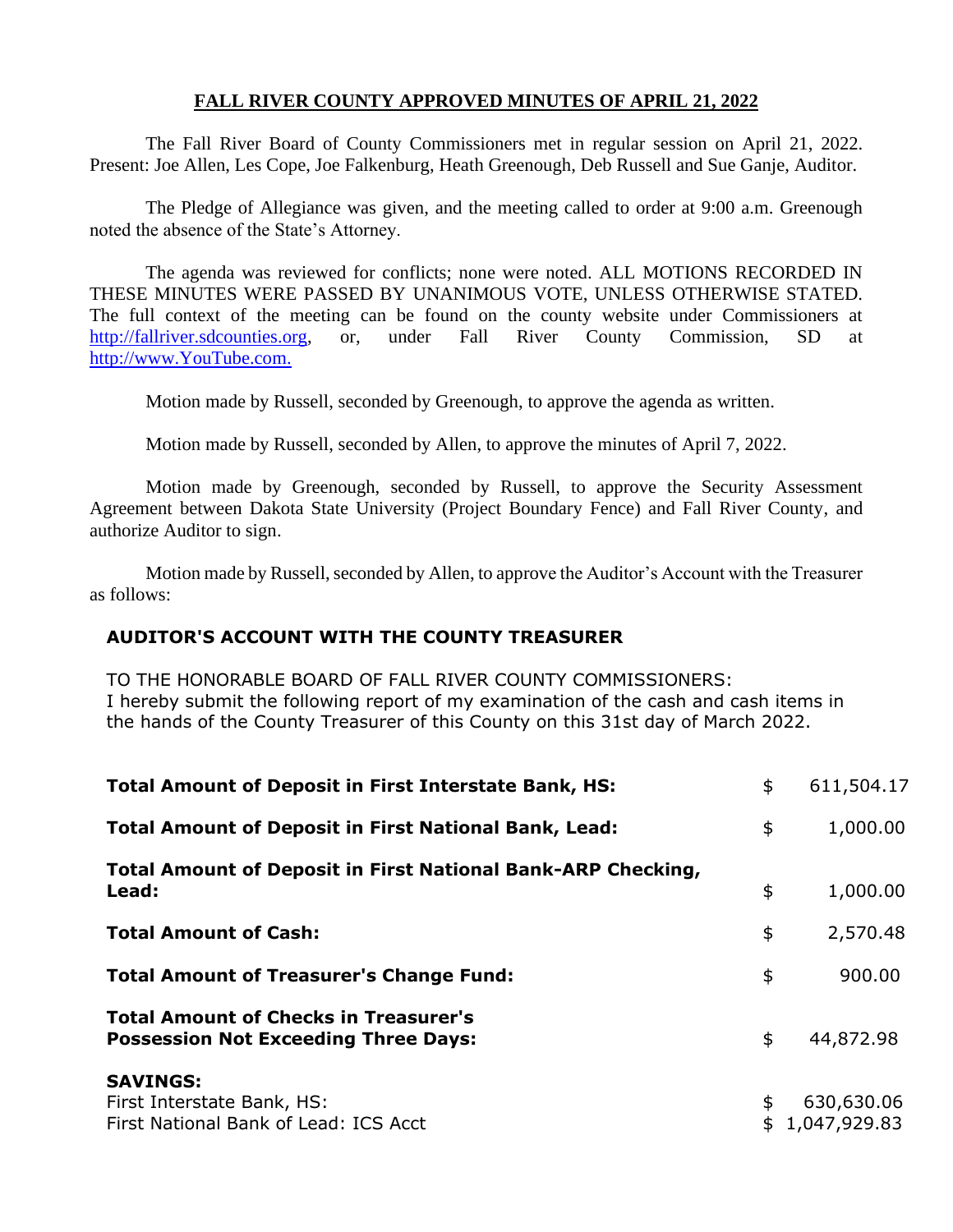# FALL RIVER COUNTY APPROVED MINUTES OF APRIL 21, 2022

The Fall River Board of County Commissioners met in regular session on April 21, 2022. Present: Joe Allen, Les Cope, Joe Falkenburg, Heath Greenough, Deb Russell and Sue Ganje, Auditor.

The Pledge of Allegiance was given, and the meeting called to order at 9:00 a.m. Greenough noted the absence of the State's Attorney.

The agenda was reviewed for conflicts; none were noted. ALL MOTIONS RECORDED IN THESE MINUTES WERE PASSED BY UNANIMOUS VOTE, UNLESS OTHERWISE STATED. The full context of the meeting can be found on the county website under Commissioners at http://fallriver.sdcounties.org, or, under Fall River County Commission, SD at http://www.YouTube.com.

Motion made by Russell, seconded by Greenough, to approve the agenda as written.

Motion made by Russell, seconded by Allen, to approve the minutes of April 7, 2022.

Motion made by Greenough, seconded by Russell, to approve the Security Assessment Agreement between Dakota State University (Project Boundary Fence) and Fall River County, and authorize Auditor to sign.

Motion made by Russell, seconded by Allen, to approve the Auditor's Account with the Treasurer as follows:

## AUDITOR'S ACCOUNT WITH THE COUNTY TREASURER

TO THE HONORABLE BOARD OF FALL RIVER COUNTY COMMISSIONERS:
I hereby submit the following report of my examination of the cash and cash items in the hands of the County Treasurer of this County on this 31st day of March 2022.

| | | |
|---|---|---|
| **Total Amount of Deposit in First Interstate Bank, HS:** | $ | 611,504.17 |
| **Total Amount of Deposit in First National Bank, Lead:** | $ | 1,000.00 |
| **Total Amount of Deposit in First National Bank-ARP Checking, Lead:** | $ | 1,000.00 |
| **Total Amount of Cash:** | $ | 2,570.48 |
| **Total Amount of Treasurer's Change Fund:** | $ | 900.00 |
| **Total Amount of Checks in Treasurer's Possession Not Exceeding Three Days:** | $ | 44,872.98 |
| **SAVINGS:** | | |
| First Interstate Bank, HS: | $ | 630,630.06 |
| First National Bank of Lead: ICS Acct | $ | 1,047,929.83 |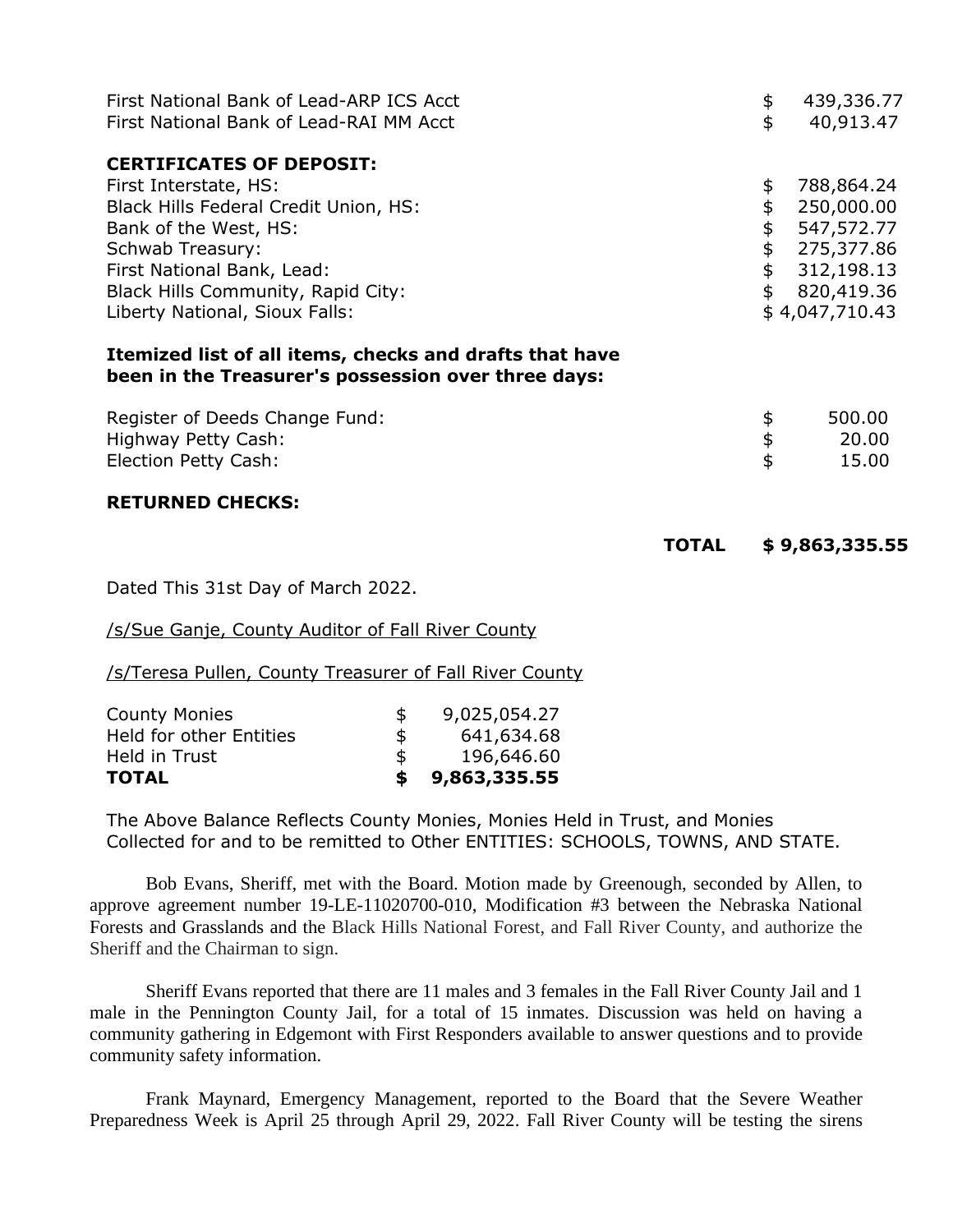| | |
|---|---|
| First National Bank of Lead-ARP ICS Acct | $ 439,336.77 |
| First National Bank of Lead-RAI MM Acct | $ 40,913.47 |

**CERTIFICATES OF DEPOSIT:**

| | |
|---|---|
| First Interstate, HS: | $ 788,864.24 |
| Black Hills Federal Credit Union, HS: | $ 250,000.00 |
| Bank of the West, HS: | $ 547,572.77 |
| Schwab Treasury: | $ 275,377.86 |
| First National Bank, Lead: | $ 312,198.13 |
| Black Hills Community, Rapid City: | $ 820,419.36 |
| Liberty National, Sioux Falls: | $ 4,047,710.43 |

**Itemized list of all items, checks and drafts that have been in the Treasurer's possession over three days:**

| | |
|---|---|
| Register of Deeds Change Fund: | $ 500.00 |
| Highway Petty Cash: | $ 20.00 |
| Election Petty Cash: | $ 15.00 |

**RETURNED CHECKS:**

**TOTAL $ 9,863,335.55**

Dated This 31st Day of March 2022.

/s/Sue Ganje, County Auditor of Fall River County

/s/Teresa Pullen, County Treasurer of Fall River County

| | |
|---|---|
| County Monies | $ 9,025,054.27 |
| Held for other Entities | $ 641,634.68 |
| Held in Trust | $ 196,646.60 |
| **TOTAL** | **$ 9,863,335.55** |

The Above Balance Reflects County Monies, Monies Held in Trust, and Monies Collected for and to be remitted to Other ENTITIES: SCHOOLS, TOWNS, AND STATE.

Bob Evans, Sheriff, met with the Board. Motion made by Greenough, seconded by Allen, to approve agreement number 19-LE-11020700-010, Modification #3 between the Nebraska National Forests and Grasslands and the Black Hills National Forest, and Fall River County, and authorize the Sheriff and the Chairman to sign.

Sheriff Evans reported that there are 11 males and 3 females in the Fall River County Jail and 1 male in the Pennington County Jail, for a total of 15 inmates. Discussion was held on having a community gathering in Edgemont with First Responders available to answer questions and to provide community safety information.

Frank Maynard, Emergency Management, reported to the Board that the Severe Weather Preparedness Week is April 25 through April 29, 2022. Fall River County will be testing the sirens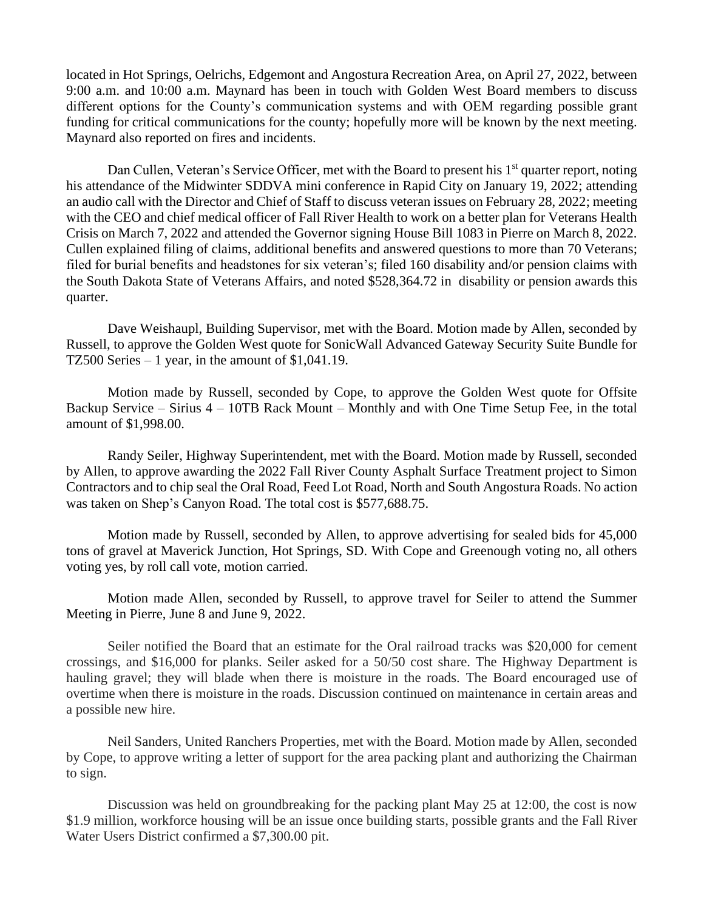located in Hot Springs, Oelrichs, Edgemont and Angostura Recreation Area, on April 27, 2022, between 9:00 a.m. and 10:00 a.m. Maynard has been in touch with Golden West Board members to discuss different options for the County's communication systems and with OEM regarding possible grant funding for critical communications for the county; hopefully more will be known by the next meeting. Maynard also reported on fires and incidents.

Dan Cullen, Veteran's Service Officer, met with the Board to present his 1st quarter report, noting his attendance of the Midwinter SDDVA mini conference in Rapid City on January 19, 2022; attending an audio call with the Director and Chief of Staff to discuss veteran issues on February 28, 2022; meeting with the CEO and chief medical officer of Fall River Health to work on a better plan for Veterans Health Crisis on March 7, 2022 and attended the Governor signing House Bill 1083 in Pierre on March 8, 2022. Cullen explained filing of claims, additional benefits and answered questions to more than 70 Veterans; filed for burial benefits and headstones for six veteran's; filed 160 disability and/or pension claims with the South Dakota State of Veterans Affairs, and noted $528,364.72 in disability or pension awards this quarter.

Dave Weishaupl, Building Supervisor, met with the Board. Motion made by Allen, seconded by Russell, to approve the Golden West quote for SonicWall Advanced Gateway Security Suite Bundle for TZ500 Series – 1 year, in the amount of $1,041.19.

Motion made by Russell, seconded by Cope, to approve the Golden West quote for Offsite Backup Service – Sirius 4 – 10TB Rack Mount – Monthly and with One Time Setup Fee, in the total amount of $1,998.00.

Randy Seiler, Highway Superintendent, met with the Board. Motion made by Russell, seconded by Allen, to approve awarding the 2022 Fall River County Asphalt Surface Treatment project to Simon Contractors and to chip seal the Oral Road, Feed Lot Road, North and South Angostura Roads. No action was taken on Shep's Canyon Road. The total cost is $577,688.75.

Motion made by Russell, seconded by Allen, to approve advertising for sealed bids for 45,000 tons of gravel at Maverick Junction, Hot Springs, SD. With Cope and Greenough voting no, all others voting yes, by roll call vote, motion carried.

Motion made Allen, seconded by Russell, to approve travel for Seiler to attend the Summer Meeting in Pierre, June 8 and June 9, 2022.

Seiler notified the Board that an estimate for the Oral railroad tracks was $20,000 for cement crossings, and $16,000 for planks. Seiler asked for a 50/50 cost share. The Highway Department is hauling gravel; they will blade when there is moisture in the roads. The Board encouraged use of overtime when there is moisture in the roads. Discussion continued on maintenance in certain areas and a possible new hire.

Neil Sanders, United Ranchers Properties, met with the Board. Motion made by Allen, seconded by Cope, to approve writing a letter of support for the area packing plant and authorizing the Chairman to sign.

Discussion was held on groundbreaking for the packing plant May 25 at 12:00, the cost is now $1.9 million, workforce housing will be an issue once building starts, possible grants and the Fall River Water Users District confirmed a $7,300.00 pit.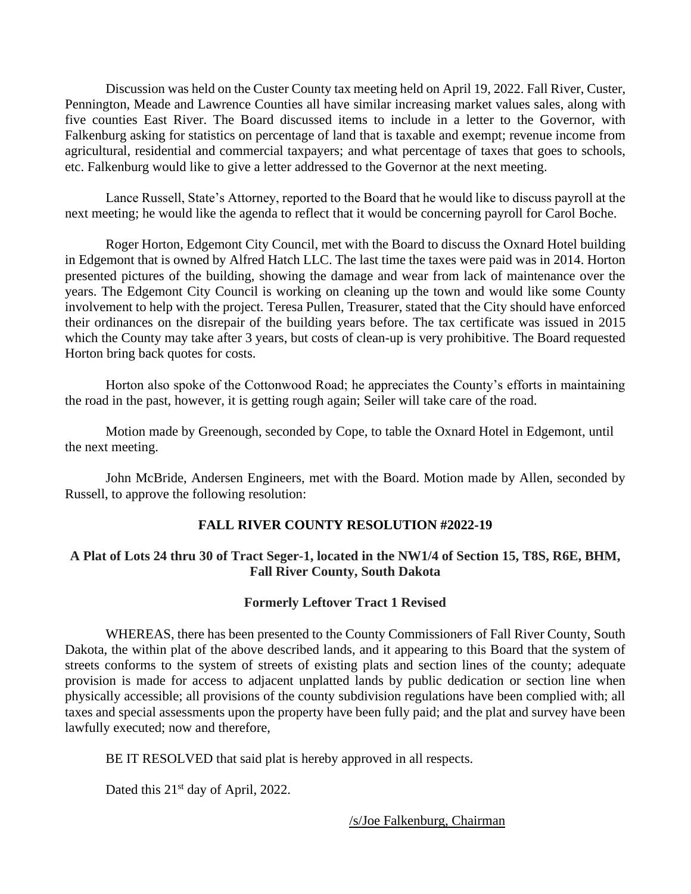Discussion was held on the Custer County tax meeting held on April 19, 2022. Fall River, Custer, Pennington, Meade and Lawrence Counties all have similar increasing market values sales, along with five counties East River. The Board discussed items to include in a letter to the Governor, with Falkenburg asking for statistics on percentage of land that is taxable and exempt; revenue income from agricultural, residential and commercial taxpayers; and what percentage of taxes that goes to schools, etc. Falkenburg would like to give a letter addressed to the Governor at the next meeting.

Lance Russell, State's Attorney, reported to the Board that he would like to discuss payroll at the next meeting; he would like the agenda to reflect that it would be concerning payroll for Carol Boche.

Roger Horton, Edgemont City Council, met with the Board to discuss the Oxnard Hotel building in Edgemont that is owned by Alfred Hatch LLC. The last time the taxes were paid was in 2014. Horton presented pictures of the building, showing the damage and wear from lack of maintenance over the years. The Edgemont City Council is working on cleaning up the town and would like some County involvement to help with the project. Teresa Pullen, Treasurer, stated that the City should have enforced their ordinances on the disrepair of the building years before. The tax certificate was issued in 2015 which the County may take after 3 years, but costs of clean-up is very prohibitive. The Board requested Horton bring back quotes for costs.

Horton also spoke of the Cottonwood Road; he appreciates the County's efforts in maintaining the road in the past, however, it is getting rough again; Seiler will take care of the road.

Motion made by Greenough, seconded by Cope, to table the Oxnard Hotel in Edgemont, until the next meeting.

John McBride, Andersen Engineers, met with the Board. Motion made by Allen, seconded by Russell, to approve the following resolution:

**FALL RIVER COUNTY RESOLUTION #2022-19**

**A Plat of Lots 24 thru 30 of Tract Seger-1, located in the NW1/4 of Section 15, T8S, R6E, BHM, Fall River County, South Dakota**

**Formerly Leftover Tract 1 Revised**

WHEREAS, there has been presented to the County Commissioners of Fall River County, South Dakota, the within plat of the above described lands, and it appearing to this Board that the system of streets conforms to the system of streets of existing plats and section lines of the county; adequate provision is made for access to adjacent unplatted lands by public dedication or section line when physically accessible; all provisions of the county subdivision regulations have been complied with; all taxes and special assessments upon the property have been fully paid; and the plat and survey have been lawfully executed; now and therefore,

BE IT RESOLVED that said plat is hereby approved in all respects.

Dated this 21st day of April, 2022.

/s/Joe Falkenburg, Chairman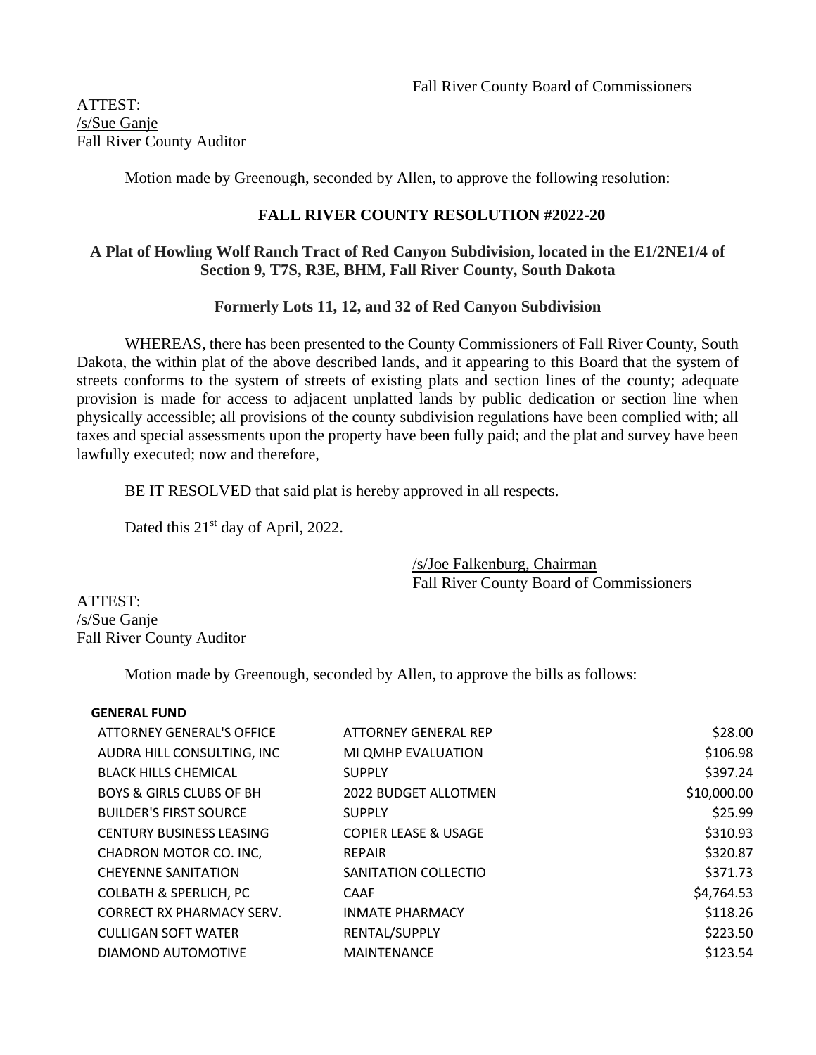Fall River County Board of Commissioners

ATTEST:
/s/Sue Ganje
Fall River County Auditor

Motion made by Greenough, seconded by Allen, to approve the following resolution:

**FALL RIVER COUNTY RESOLUTION #2022-20**

**A Plat of Howling Wolf Ranch Tract of Red Canyon Subdivision, located in the E1/2NE1/4 of Section 9, T7S, R3E, BHM, Fall River County, South Dakota**

**Formerly Lots 11, 12, and 32 of Red Canyon Subdivision**

WHEREAS, there has been presented to the County Commissioners of Fall River County, South Dakota, the within plat of the above described lands, and it appearing to this Board that the system of streets conforms to the system of streets of existing plats and section lines of the county; adequate provision is made for access to adjacent unplatted lands by public dedication or section line when physically accessible; all provisions of the county subdivision regulations have been complied with; all taxes and special assessments upon the property have been fully paid; and the plat and survey have been lawfully executed; now and therefore,

BE IT RESOLVED that said plat is hereby approved in all respects.

Dated this 21st day of April, 2022.

/s/Joe Falkenburg, Chairman
Fall River County Board of Commissioners

ATTEST:
/s/Sue Ganje
Fall River County Auditor

Motion made by Greenough, seconded by Allen, to approve the bills as follows:

**GENERAL FUND**

| | | |
|---|---|---|
| ATTORNEY GENERAL'S OFFICE | ATTORNEY GENERAL REP | \$28.00 |
| AUDRA HILL CONSULTING, INC | MI QMHP EVALUATION | \$106.98 |
| BLACK HILLS CHEMICAL | SUPPLY | \$397.24 |
| BOYS & GIRLS CLUBS OF BH | 2022 BUDGET ALLOTMEN | \$10,000.00 |
| BUILDER'S FIRST SOURCE | SUPPLY | \$25.99 |
| CENTURY BUSINESS LEASING | COPIER LEASE & USAGE | \$310.93 |
| CHADRON MOTOR CO. INC, | REPAIR | \$320.87 |
| CHEYENNE SANITATION | SANITATION COLLECTIO | \$371.73 |
| COLBATH & SPERLICH, PC | CAAF | \$4,764.53 |
| CORRECT RX PHARMACY SERV. | INMATE PHARMACY | \$118.26 |
| CULLIGAN SOFT WATER | RENTAL/SUPPLY | \$223.50 |
| DIAMOND AUTOMOTIVE | MAINTENANCE | \$123.54 |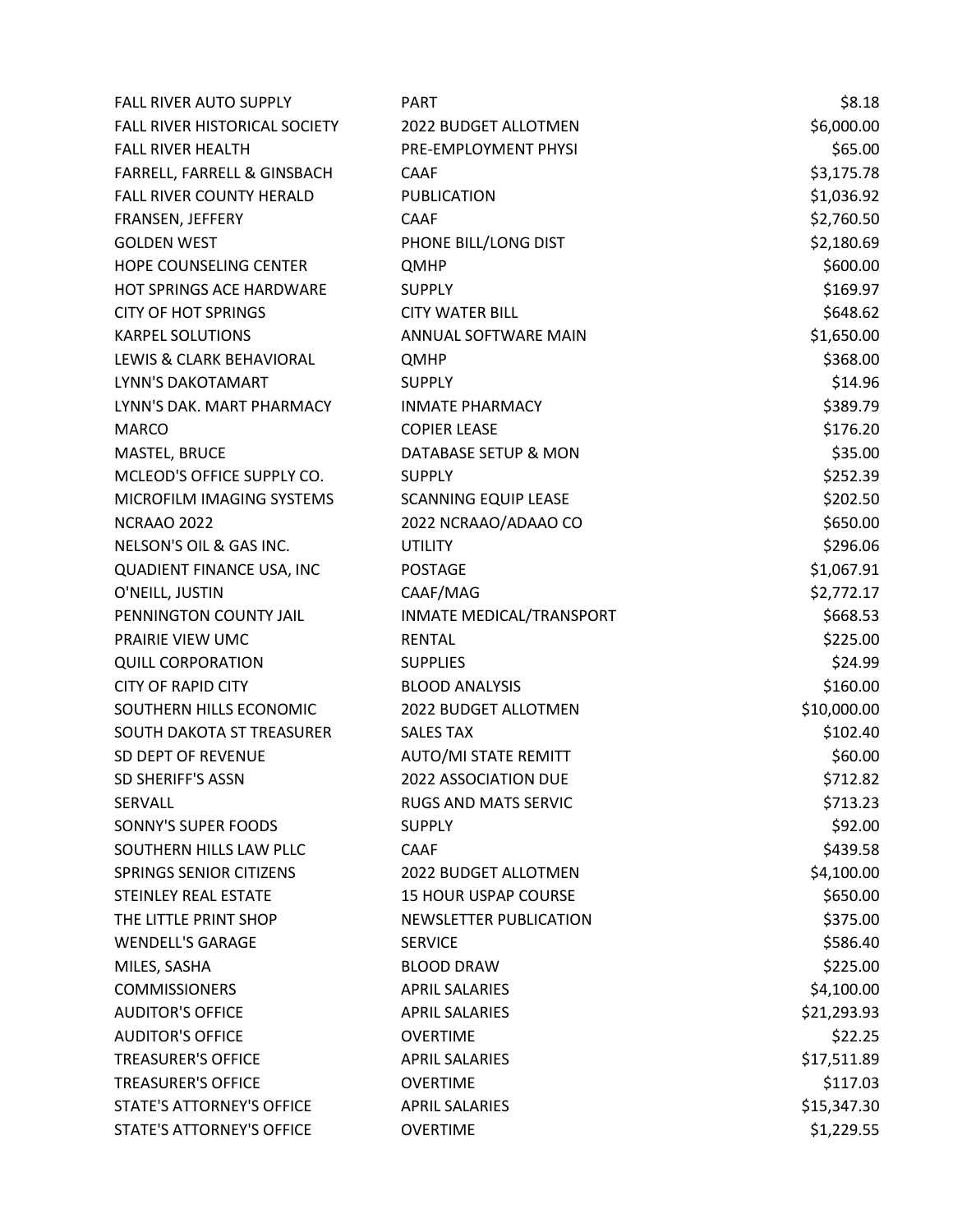| | | |
|---|---|---|
| FALL RIVER AUTO SUPPLY | PART | $8.18 |
| FALL RIVER HISTORICAL SOCIETY | 2022 BUDGET ALLOTMEN | $6,000.00 |
| FALL RIVER HEALTH | PRE-EMPLOYMENT PHYSI | $65.00 |
| FARRELL, FARRELL & GINSBACH | CAAF | $3,175.78 |
| FALL RIVER COUNTY HERALD | PUBLICATION | $1,036.92 |
| FRANSEN, JEFFERY | CAAF | $2,760.50 |
| GOLDEN WEST | PHONE BILL/LONG DIST | $2,180.69 |
| HOPE COUNSELING CENTER | QMHP | $600.00 |
| HOT SPRINGS ACE HARDWARE | SUPPLY | $169.97 |
| CITY OF HOT SPRINGS | CITY WATER BILL | $648.62 |
| KARPEL SOLUTIONS | ANNUAL SOFTWARE MAIN | $1,650.00 |
| LEWIS & CLARK BEHAVIORAL | QMHP | $368.00 |
| LYNN'S DAKOTAMART | SUPPLY | $14.96 |
| LYNN'S DAK. MART PHARMACY | INMATE PHARMACY | $389.79 |
| MARCO | COPIER LEASE | $176.20 |
| MASTEL, BRUCE | DATABASE SETUP & MON | $35.00 |
| MCLEOD'S OFFICE SUPPLY CO. | SUPPLY | $252.39 |
| MICROFILM IMAGING SYSTEMS | SCANNING EQUIP LEASE | $202.50 |
| NCRAAO 2022 | 2022 NCRAAO/ADAAO CO | $650.00 |
| NELSON'S OIL & GAS INC. | UTILITY | $296.06 |
| QUADIENT FINANCE USA, INC | POSTAGE | $1,067.91 |
| O'NEILL, JUSTIN | CAAF/MAG | $2,772.17 |
| PENNINGTON COUNTY JAIL | INMATE MEDICAL/TRANSPORT | $668.53 |
| PRAIRIE VIEW UMC | RENTAL | $225.00 |
| QUILL CORPORATION | SUPPLIES | $24.99 |
| CITY OF RAPID CITY | BLOOD ANALYSIS | $160.00 |
| SOUTHERN HILLS ECONOMIC | 2022 BUDGET ALLOTMEN | $10,000.00 |
| SOUTH DAKOTA ST TREASURER | SALES TAX | $102.40 |
| SD DEPT OF REVENUE | AUTO/MI STATE REMITT | $60.00 |
| SD SHERIFF'S ASSN | 2022 ASSOCIATION DUE | $712.82 |
| SERVALL | RUGS AND MATS SERVIC | $713.23 |
| SONNY'S SUPER FOODS | SUPPLY | $92.00 |
| SOUTHERN HILLS LAW PLLC | CAAF | $439.58 |
| SPRINGS SENIOR CITIZENS | 2022 BUDGET ALLOTMEN | $4,100.00 |
| STEINLEY REAL ESTATE | 15 HOUR USPAP COURSE | $650.00 |
| THE LITTLE PRINT SHOP | NEWSLETTER PUBLICATION | $375.00 |
| WENDELL'S GARAGE | SERVICE | $586.40 |
| MILES, SASHA | BLOOD DRAW | $225.00 |
| COMMISSIONERS | APRIL SALARIES | $4,100.00 |
| AUDITOR'S OFFICE | APRIL SALARIES | $21,293.93 |
| AUDITOR'S OFFICE | OVERTIME | $22.25 |
| TREASURER'S OFFICE | APRIL SALARIES | $17,511.89 |
| TREASURER'S OFFICE | OVERTIME | $117.03 |
| STATE'S ATTORNEY'S OFFICE | APRIL SALARIES | $15,347.30 |
| STATE'S ATTORNEY'S OFFICE | OVERTIME | $1,229.55 |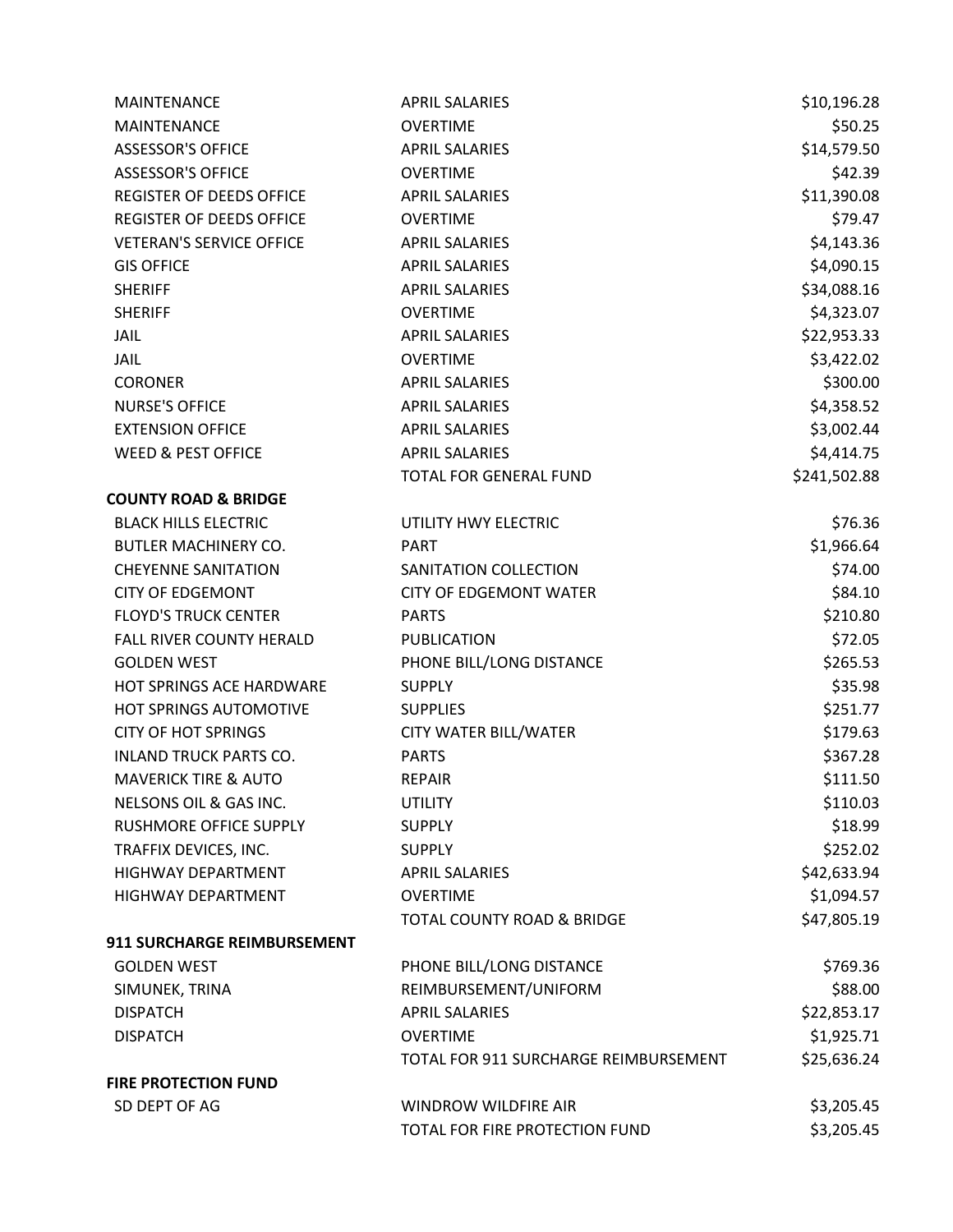| | | |
|---|---|---|
| MAINTENANCE | APRIL SALARIES | $10,196.28 |
| MAINTENANCE | OVERTIME | $50.25 |
| ASSESSOR'S OFFICE | APRIL SALARIES | $14,579.50 |
| ASSESSOR'S OFFICE | OVERTIME | $42.39 |
| REGISTER OF DEEDS OFFICE | APRIL SALARIES | $11,390.08 |
| REGISTER OF DEEDS OFFICE | OVERTIME | $79.47 |
| VETERAN'S SERVICE OFFICE | APRIL SALARIES | $4,143.36 |
| GIS OFFICE | APRIL SALARIES | $4,090.15 |
| SHERIFF | APRIL SALARIES | $34,088.16 |
| SHERIFF | OVERTIME | $4,323.07 |
| JAIL | APRIL SALARIES | $22,953.33 |
| JAIL | OVERTIME | $3,422.02 |
| CORONER | APRIL SALARIES | $300.00 |
| NURSE'S OFFICE | APRIL SALARIES | $4,358.52 |
| EXTENSION OFFICE | APRIL SALARIES | $3,002.44 |
| WEED & PEST OFFICE | APRIL SALARIES | $4,414.75 |
| | TOTAL FOR GENERAL FUND | $241,502.88 |
| **COUNTY ROAD & BRIDGE** | | |
| BLACK HILLS ELECTRIC | UTILITY HWY ELECTRIC | $76.36 |
| BUTLER MACHINERY CO. | PART | $1,966.64 |
| CHEYENNE SANITATION | SANITATION COLLECTION | $74.00 |
| CITY OF EDGEMONT | CITY OF EDGEMONT WATER | $84.10 |
| FLOYD'S TRUCK CENTER | PARTS | $210.80 |
| FALL RIVER COUNTY HERALD | PUBLICATION | $72.05 |
| GOLDEN WEST | PHONE BILL/LONG DISTANCE | $265.53 |
| HOT SPRINGS ACE HARDWARE | SUPPLY | $35.98 |
| HOT SPRINGS AUTOMOTIVE | SUPPLIES | $251.77 |
| CITY OF HOT SPRINGS | CITY WATER BILL/WATER | $179.63 |
| INLAND TRUCK PARTS CO. | PARTS | $367.28 |
| MAVERICK TIRE & AUTO | REPAIR | $111.50 |
| NELSONS OIL & GAS INC. | UTILITY | $110.03 |
| RUSHMORE OFFICE SUPPLY | SUPPLY | $18.99 |
| TRAFFIX DEVICES, INC. | SUPPLY | $252.02 |
| HIGHWAY DEPARTMENT | APRIL SALARIES | $42,633.94 |
| HIGHWAY DEPARTMENT | OVERTIME | $1,094.57 |
| | TOTAL COUNTY ROAD & BRIDGE | $47,805.19 |
| **911 SURCHARGE REIMBURSEMENT** | | |
| GOLDEN WEST | PHONE BILL/LONG DISTANCE | $769.36 |
| SIMUNEK, TRINA | REIMBURSEMENT/UNIFORM | $88.00 |
| DISPATCH | APRIL SALARIES | $22,853.17 |
| DISPATCH | OVERTIME | $1,925.71 |
| | TOTAL FOR 911 SURCHARGE REIMBURSEMENT | $25,636.24 |
| **FIRE PROTECTION FUND** | | |
| SD DEPT OF AG | WINDROW WILDFIRE AIR | $3,205.45 |
| | TOTAL FOR FIRE PROTECTION FUND | $3,205.45 |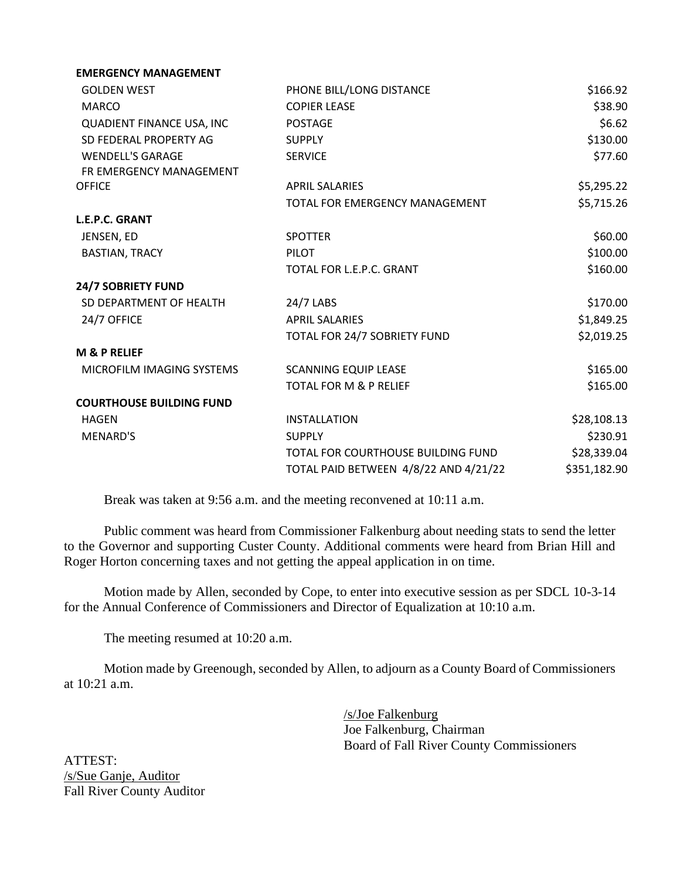| | | |
|---|---|---|
| **EMERGENCY MANAGEMENT** | | |
| GOLDEN WEST | PHONE BILL/LONG DISTANCE | \$166.92 |
| MARCO | COPIER LEASE | \$38.90 |
| QUADIENT FINANCE USA, INC | POSTAGE | \$6.62 |
| SD FEDERAL PROPERTY AG | SUPPLY | \$130.00 |
| WENDELL'S GARAGE | SERVICE | \$77.60 |
| FR EMERGENCY MANAGEMENT OFFICE | APRIL SALARIES | \$5,295.22 |
| | TOTAL FOR EMERGENCY MANAGEMENT | \$5,715.26 |
| **L.E.P.C. GRANT** | | |
| JENSEN, ED | SPOTTER | \$60.00 |
| BASTIAN, TRACY | PILOT | \$100.00 |
| | TOTAL FOR L.E.P.C. GRANT | \$160.00 |
| **24/7 SOBRIETY FUND** | | |
| SD DEPARTMENT OF HEALTH | 24/7 LABS | \$170.00 |
| 24/7 OFFICE | APRIL SALARIES | \$1,849.25 |
| | TOTAL FOR 24/7 SOBRIETY FUND | \$2,019.25 |
| **M & P RELIEF** | | |
| MICROFILM IMAGING SYSTEMS | SCANNING EQUIP LEASE | \$165.00 |
| | TOTAL FOR M & P RELIEF | \$165.00 |
| **COURTHOUSE BUILDING FUND** | | |
| HAGEN | INSTALLATION | \$28,108.13 |
| MENARD'S | SUPPLY | \$230.91 |
| | TOTAL FOR COURTHOUSE BUILDING FUND | \$28,339.04 |
| | TOTAL PAID BETWEEN 4/8/22 AND 4/21/22 | \$351,182.90 |

Break was taken at 9:56 a.m. and the meeting reconvened at 10:11 a.m.

Public comment was heard from Commissioner Falkenburg about needing stats to send the letter to the Governor and supporting Custer County. Additional comments were heard from Brian Hill and Roger Horton concerning taxes and not getting the appeal application in on time.

Motion made by Allen, seconded by Cope, to enter into executive session as per SDCL 10-3-14 for the Annual Conference of Commissioners and Director of Equalization at 10:10 a.m.

The meeting resumed at 10:20 a.m.

Motion made by Greenough, seconded by Allen, to adjourn as a County Board of Commissioners at 10:21 a.m.

/s/Joe Falkenburg
Joe Falkenburg, Chairman
Board of Fall River County Commissioners

ATTEST:
/s/Sue Ganje, Auditor
Fall River County Auditor